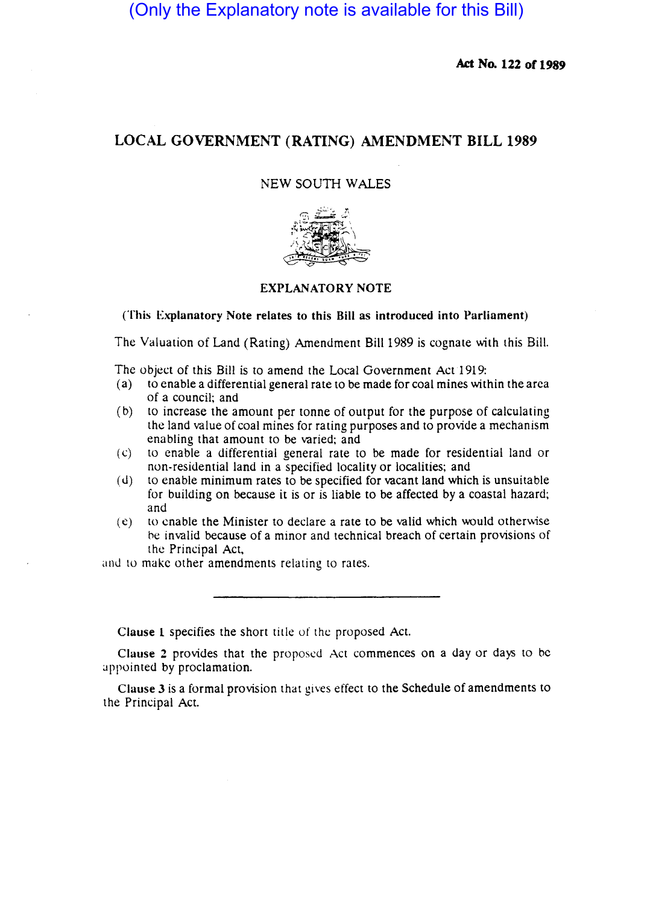(Only the Explanatory note is available for this Bill)

**Act No. 122 of 1989**

# LOCAL GOVERNMENT (RATING) AMENDMENT BILL 1989

NEW SOUTH WALES

## EXPLANATORY NOTE

**(This Explanatory Note relates to this Bill as introduced into Parliament)**

The Valuation of Land (Rating) Amendment Bill 1989 is cognate with this Bill.

The object of this Bill is to amend the Local Government Act 1919:

(a) to enable a differential general rate to be made for coal mines within the area of a council; and

(b) to increase the amount per tonne of output for the purpose of calculating the land value of coal mines for rating purposes and to provide a mechanism enabling that amount to be varied; and

(c) to enable a differential general rate to be made for residential land or non-residential land in a specified locality or localities; and

(d) to enable minimum rates to be specified for vacant land which is unsuitable for building on because it is or is liable to be affected by a coastal hazard; and

(e) to enable the Minister to declare a rate to be valid which would otherwise be invalid because of a minor and technical breach of certain provisions of the Principal Act,

and to make other amendments relating to rates.

---

**Clause 1** specifies the short title of the proposed Act.

**Clause 2** provides that the proposed Act commences on a day or days to be appointed by proclamation.

**Clause 3** is a formal provision that gives effect to the Schedule of amendments to the Principal Act.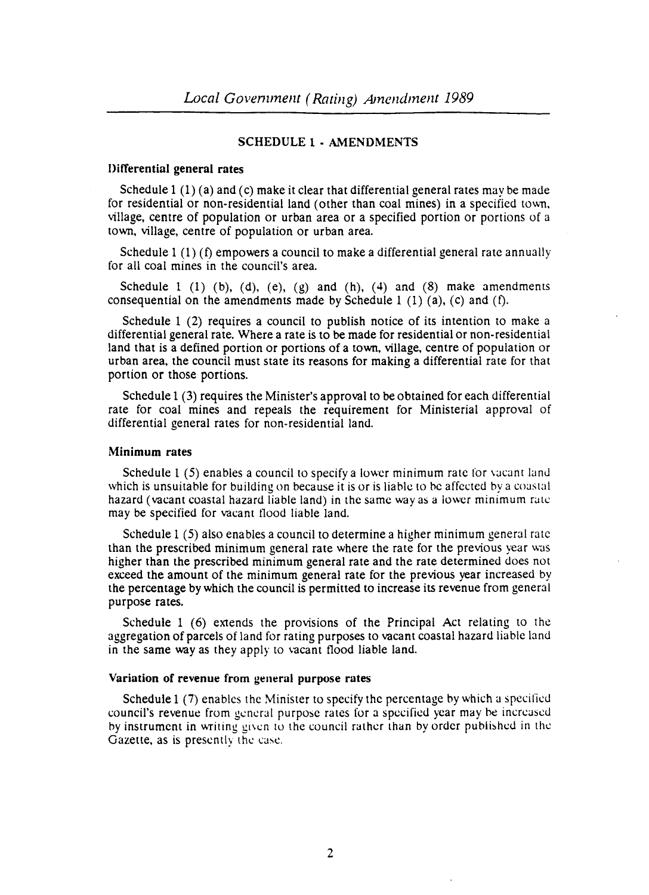## SCHEDULE 1 - AMENDMENTS

### Differential general rates

Schedule 1 (1) (a) and (c) make it clear that differential general rates may be made for residential or non-residential land (other than coal mines) in a specified town, village, centre of population or urban area or a specified portion or portions of a town, village, centre of population or urban area.

Schedule 1 (1) (f) empowers a council to make a differential general rate annually for all coal mines in the council's area.

Schedule 1 (1) (b), (d), (e), (g) and (h), (4) and (8) make amendments consequential on the amendments made by Schedule 1 (1) (a), (c) and (f).

Schedule 1 (2) requires a council to publish notice of its intention to make a differential general rate. Where a rate is to be made for residential or non-residential land that is a defined portion or portions of a town, village, centre of population or urban area, the council must state its reasons for making a differential rate for that portion or those portions.

Schedule 1 (3) requires the Minister's approval to be obtained for each differential rate for coal mines and repeals the requirement for Ministerial approval of differential general rates for non-residential land.

### Minimum rates

Schedule 1 (5) enables a council to specify a lower minimum rate for vacant land which is unsuitable for building on because it is or is liable to be affected by a coastal hazard (vacant coastal hazard liable land) in the same way as a lower minimum rate may be specified for vacant flood liable land.

Schedule 1 (5) also enables a council to determine a higher minimum general rate than the prescribed minimum general rate where the rate for the previous year was higher than the prescribed minimum general rate and the rate determined does not exceed the amount of the minimum general rate for the previous year increased by the percentage by which the council is permitted to increase its revenue from general purpose rates.

Schedule 1 (6) extends the provisions of the Principal Act relating to the aggregation of parcels of land for rating purposes to vacant coastal hazard liable land in the same way as they apply to vacant flood liable land.

### Variation of revenue from general purpose rates

Schedule 1 (7) enables the Minister to specify the percentage by which a specified council's revenue from general purpose rates for a specified year may be increased by instrument in writing given to the council rather than by order published in the Gazette, as is presently the case.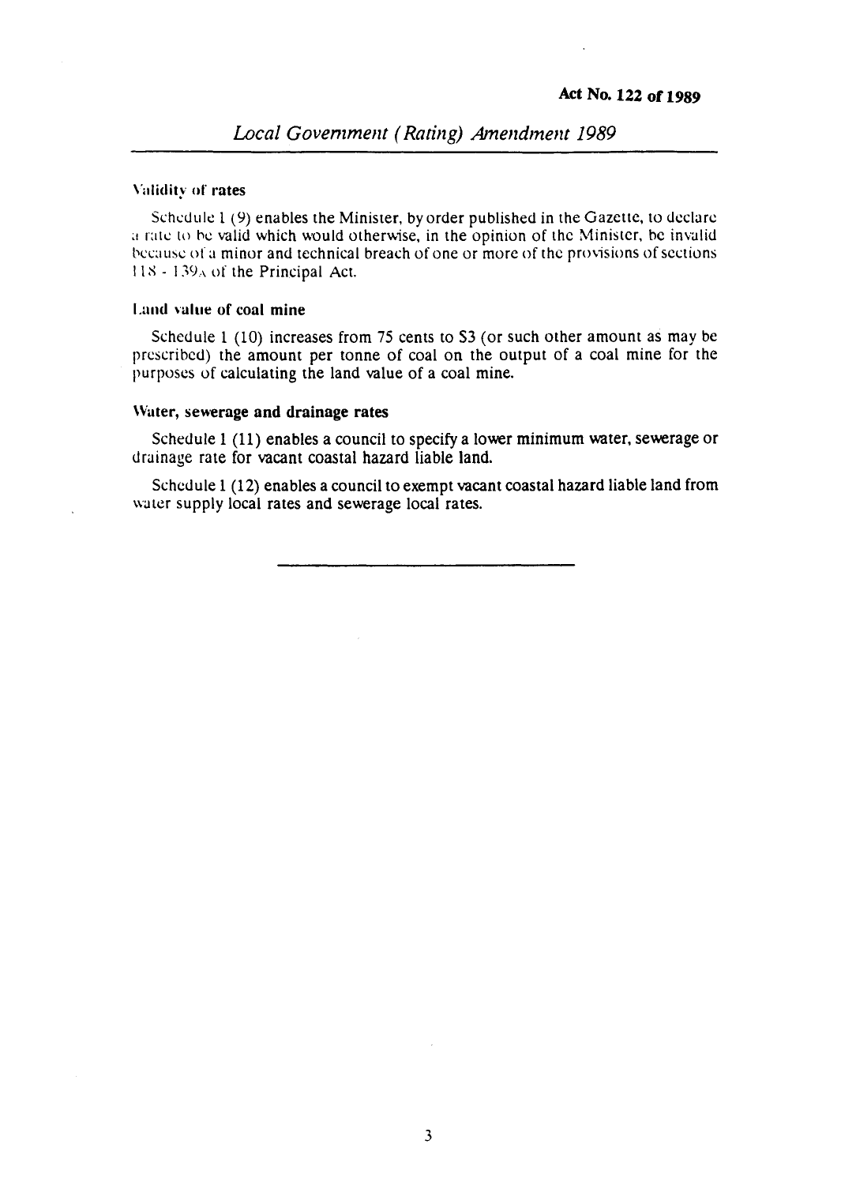**Validity of rates**

Schedule 1 (9) enables the Minister, by order published in the Gazette, to declare a rate to be valid which would otherwise, in the opinion of the Minister, be invalid because of a minor and technical breach of one or more of the provisions of sections 118 - 139A of the Principal Act.

**Land value of coal mine**

Schedule 1 (10) increases from 75 cents to $3 (or such other amount as may be prescribed) the amount per tonne of coal on the output of a coal mine for the purposes of calculating the land value of a coal mine.

**Water, sewerage and drainage rates**

Schedule 1 (11) enables a council to specify a lower minimum water, sewerage or drainage rate for vacant coastal hazard liable land.

Schedule 1 (12) enables a council to exempt vacant coastal hazard liable land from water supply local rates and sewerage local rates.